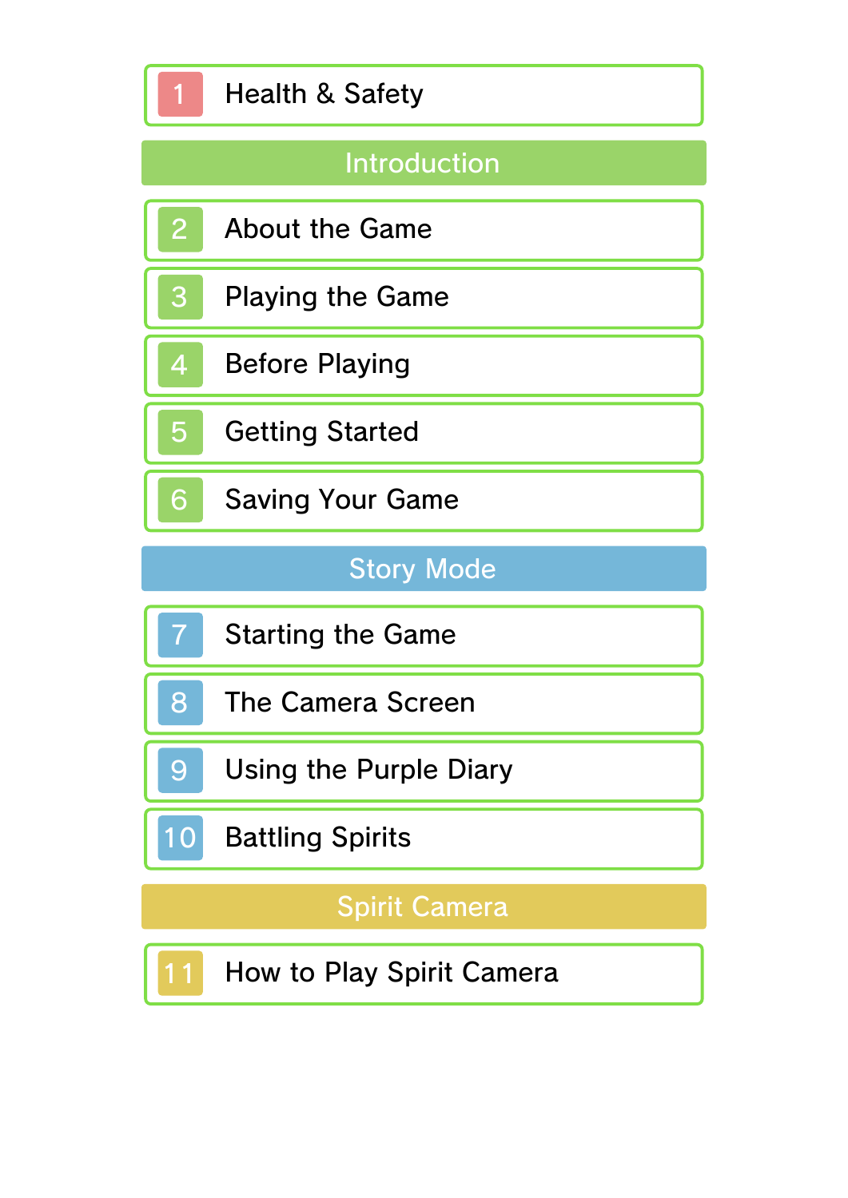1 Health & Safety

## Introduction

2 About the Game

3 Playing the Game

4 Before Playing

5 Getting Started

6 Saving Your Game

## Story Mode

7 Starting the Game

8 The Camera Screen

9 Using the Purple Diary

10 Battling Spirits

## Spirit Camera

11 How to Play Spirit Camera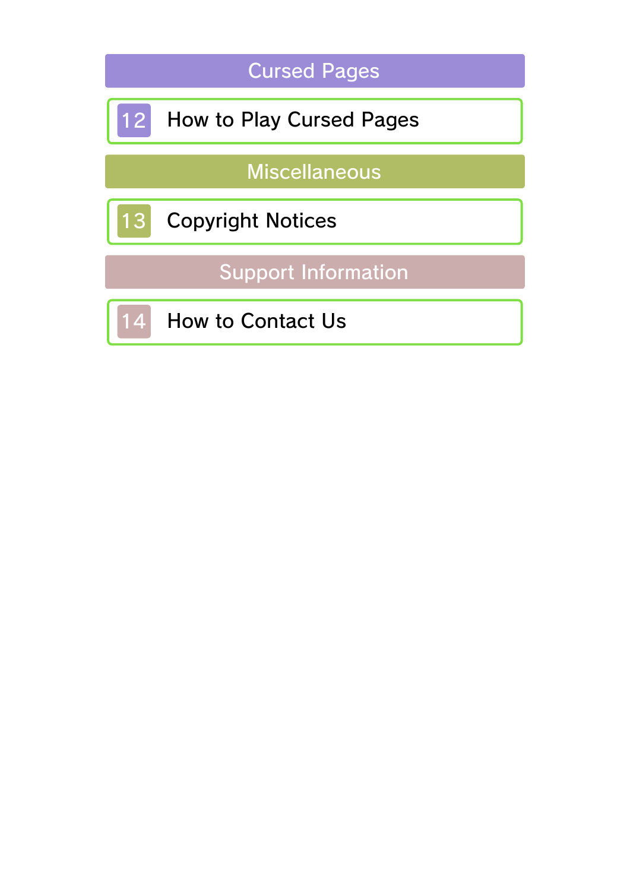## Cursed Pages

12 How to Play Cursed Pages

## Miscellaneous

13 Copyright Notices

## Support Information

14 How to Contact Us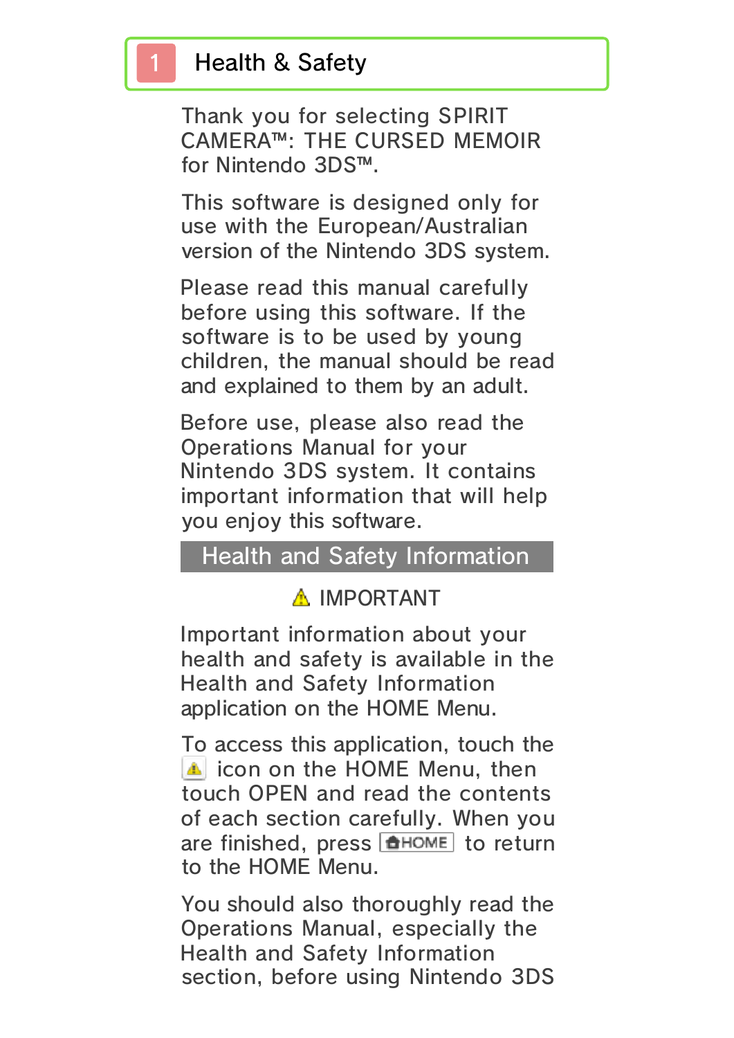# 1 Health & Safety

Thank you for selecting SPIRIT CAMERA™: THE CURSED MEMOIR for Nintendo 3DS™.

This software is designed only for use with the European/Australian version of the Nintendo 3DS system.

Please read this manual carefully before using this software. If the software is to be used by young children, the manual should be read and explained to them by an adult.

Before use, please also read the Operations Manual for your Nintendo 3DS system. It contains important information that will help you enjoy this software.

## Health and Safety Information

⚠ IMPORTANT

Important information about your health and safety is available in the Health and Safety Information application on the HOME Menu.

To access this application, touch the ⚠ icon on the HOME Menu, then touch OPEN and read the contents of each section carefully. When you are finished, press HOME to return to the HOME Menu.

You should also thoroughly read the Operations Manual, especially the Health and Safety Information section, before using Nintendo 3DS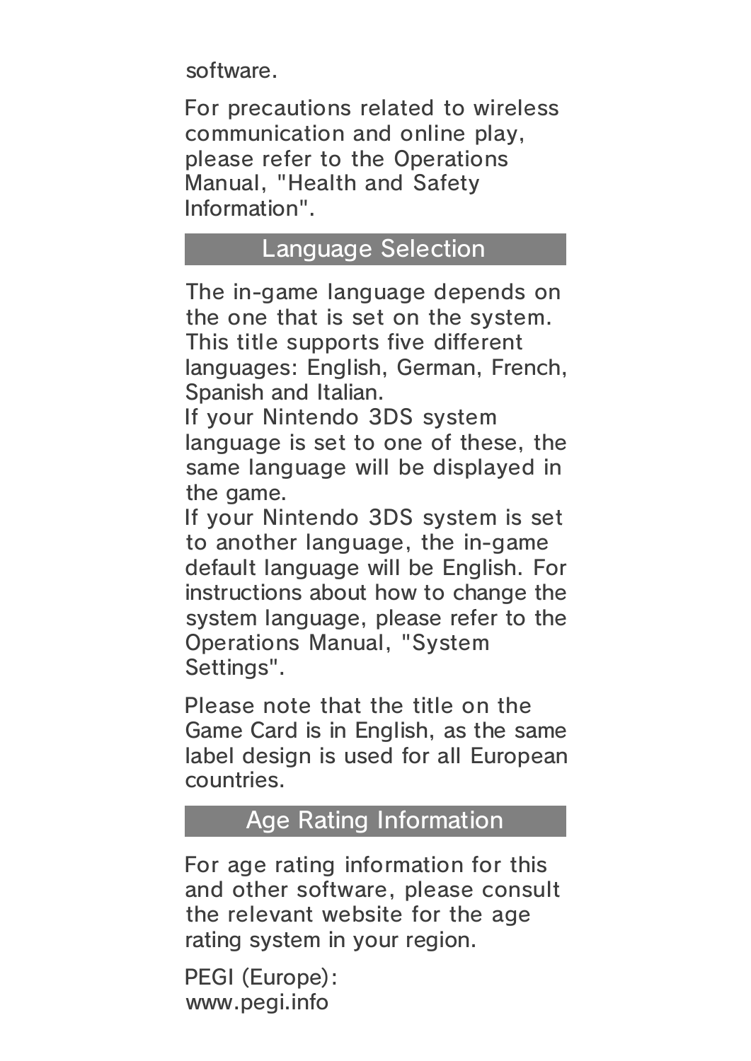software.

For precautions related to wireless communication and online play, please refer to the Operations Manual, "Health and Safety Information".

## Language Selection

The in-game language depends on the one that is set on the system. This title supports five different languages: English, German, French, Spanish and Italian.
If your Nintendo 3DS system language is set to one of these, the same language will be displayed in the game.
If your Nintendo 3DS system is set to another language, the in-game default language will be English. For instructions about how to change the system language, please refer to the Operations Manual, "System Settings".

Please note that the title on the Game Card is in English, as the same label design is used for all European countries.

## Age Rating Information

For age rating information for this and other software, please consult the relevant website for the age rating system in your region.

PEGI (Europe):
www.pegi.info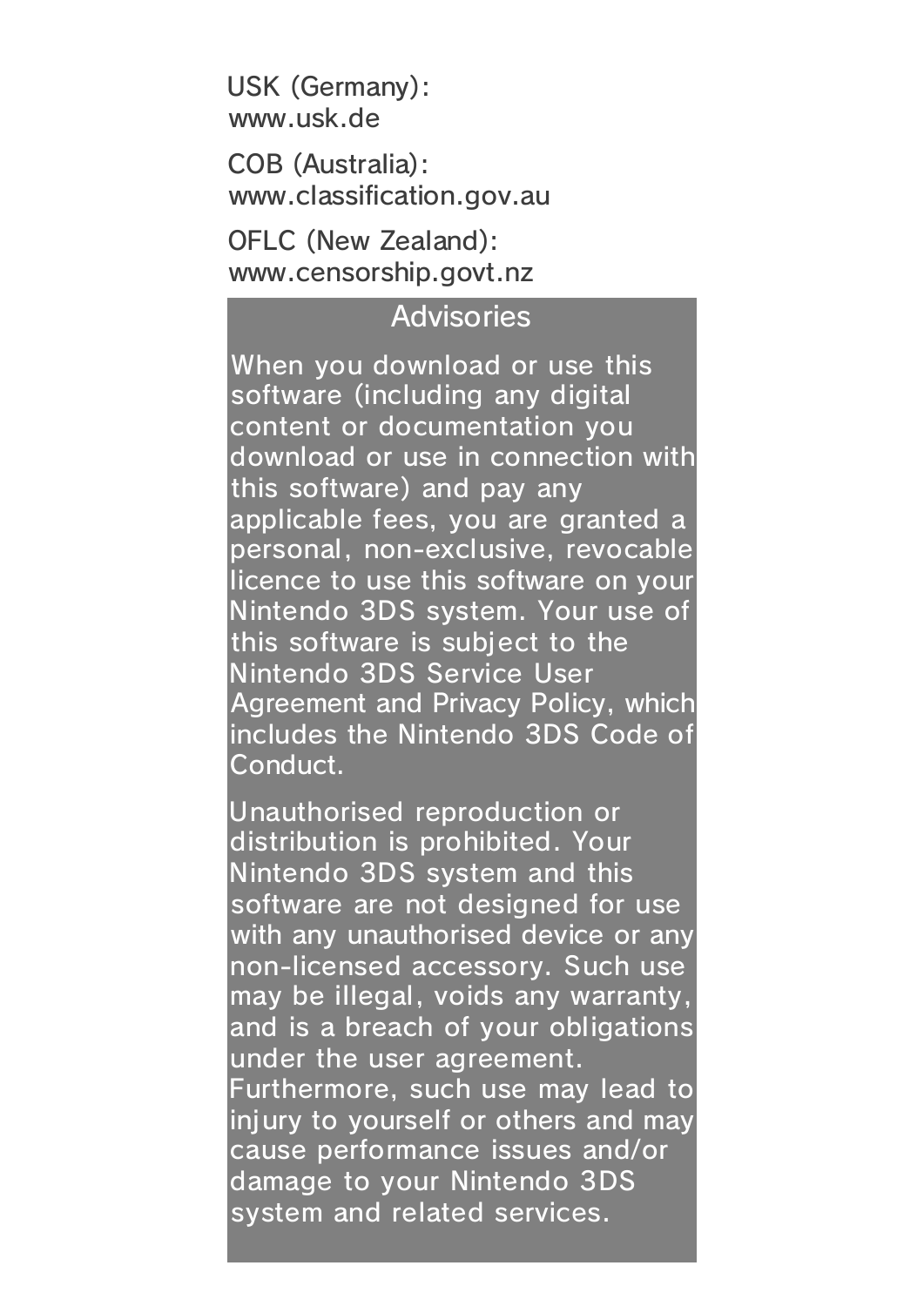USK (Germany):
www.usk.de

COB (Australia):
www.classification.gov.au

OFLC (New Zealand):
www.censorship.govt.nz

## Advisories

When you download or use this software (including any digital content or documentation you download or use in connection with this software) and pay any applicable fees, you are granted a personal, non-exclusive, revocable licence to use this software on your Nintendo 3DS system. Your use of this software is subject to the Nintendo 3DS Service User Agreement and Privacy Policy, which includes the Nintendo 3DS Code of Conduct.

Unauthorised reproduction or distribution is prohibited. Your Nintendo 3DS system and this software are not designed for use with any unauthorised device or any non-licensed accessory. Such use may be illegal, voids any warranty, and is a breach of your obligations under the user agreement. Furthermore, such use may lead to injury to yourself or others and may cause performance issues and/or damage to your Nintendo 3DS system and related services.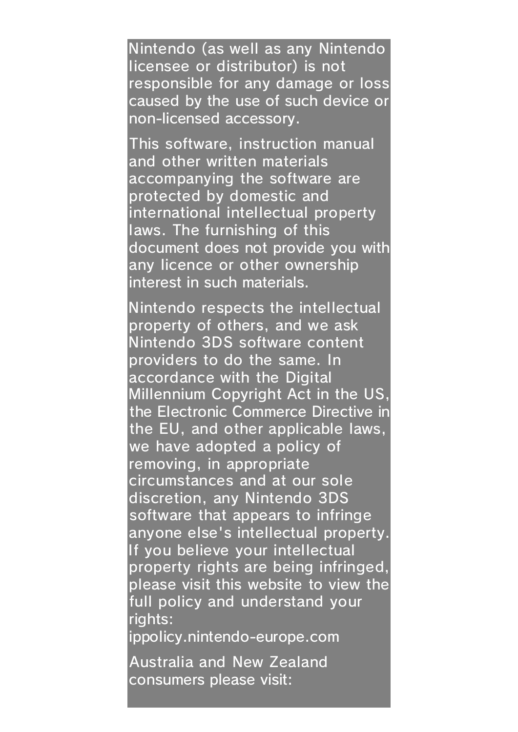Nintendo (as well as any Nintendo licensee or distributor) is not responsible for any damage or loss caused by the use of such device or non-licensed accessory.

This software, instruction manual and other written materials accompanying the software are protected by domestic and international intellectual property laws. The furnishing of this document does not provide you with any licence or other ownership interest in such materials.

Nintendo respects the intellectual property of others, and we ask Nintendo 3DS software content providers to do the same. In accordance with the Digital Millennium Copyright Act in the US, the Electronic Commerce Directive in the EU, and other applicable laws, we have adopted a policy of removing, in appropriate circumstances and at our sole discretion, any Nintendo 3DS software that appears to infringe anyone else's intellectual property. If you believe your intellectual property rights are being infringed, please visit this website to view the full policy and understand your rights:
ippolicy.nintendo-europe.com

Australia and New Zealand consumers please visit: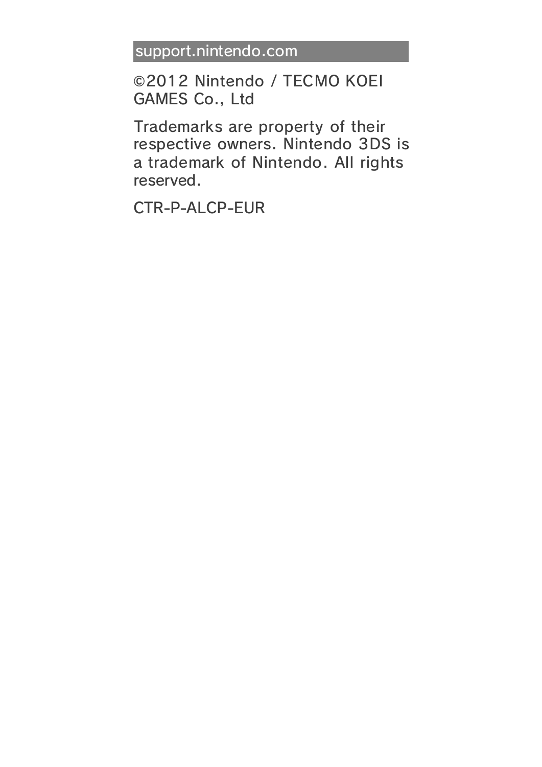## support.nintendo.com

©2012 Nintendo / TECMO KOEI GAMES Co., Ltd

Trademarks are property of their respective owners. Nintendo 3DS is a trademark of Nintendo. All rights reserved.

CTR-P-ALCP-EUR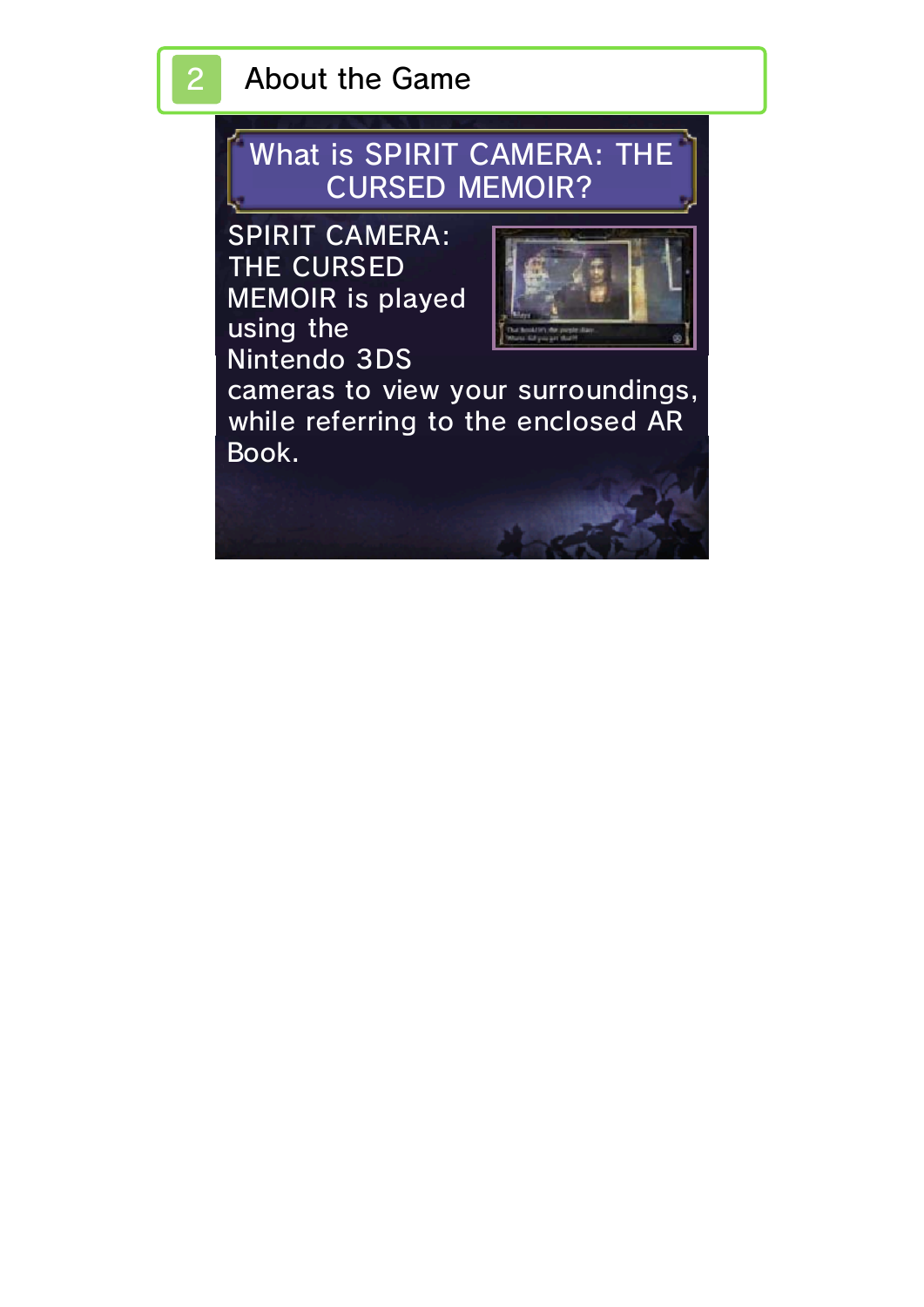## 2 About the Game

### What is SPIRIT CAMERA: THE CURSED MEMOIR?

SPIRIT CAMERA: THE CURSED MEMOIR is played using the Nintendo 3DS cameras to view your surroundings, while referring to the enclosed AR Book.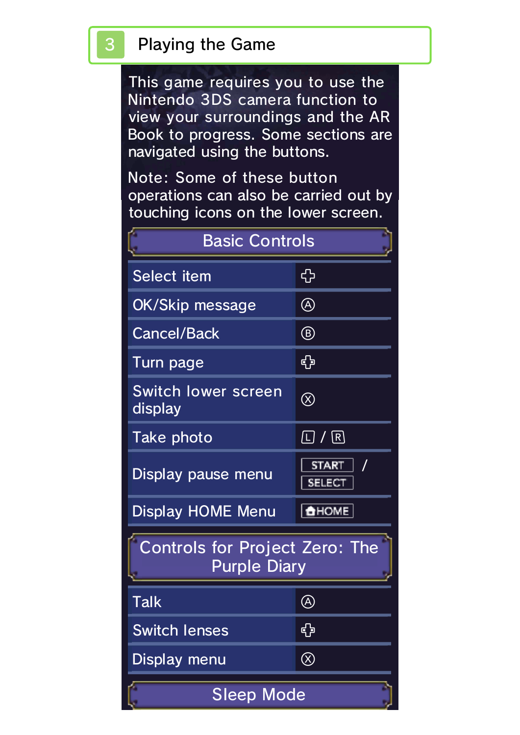# 3 Playing the Game

This game requires you to use the Nintendo 3DS camera function to view your surroundings and the AR Book to progress. Some sections are navigated using the buttons.

Note: Some of these button operations can also be carried out by touching icons on the lower screen.

## Basic Controls

| | |
|---|---|
| Select item | ✜ |
| OK/Skip message | Ⓐ |
| Cancel/Back | Ⓑ |
| Turn page | ✜ |
| Switch lower screen display | Ⓧ |
| Take photo | L / R |
| Display pause menu | START / SELECT |
| Display HOME Menu | HOME |

## Controls for Project Zero: The Purple Diary

| | |
|---|---|
| Talk | Ⓐ |
| Switch lenses | ✜ |
| Display menu | Ⓧ |

## Sleep Mode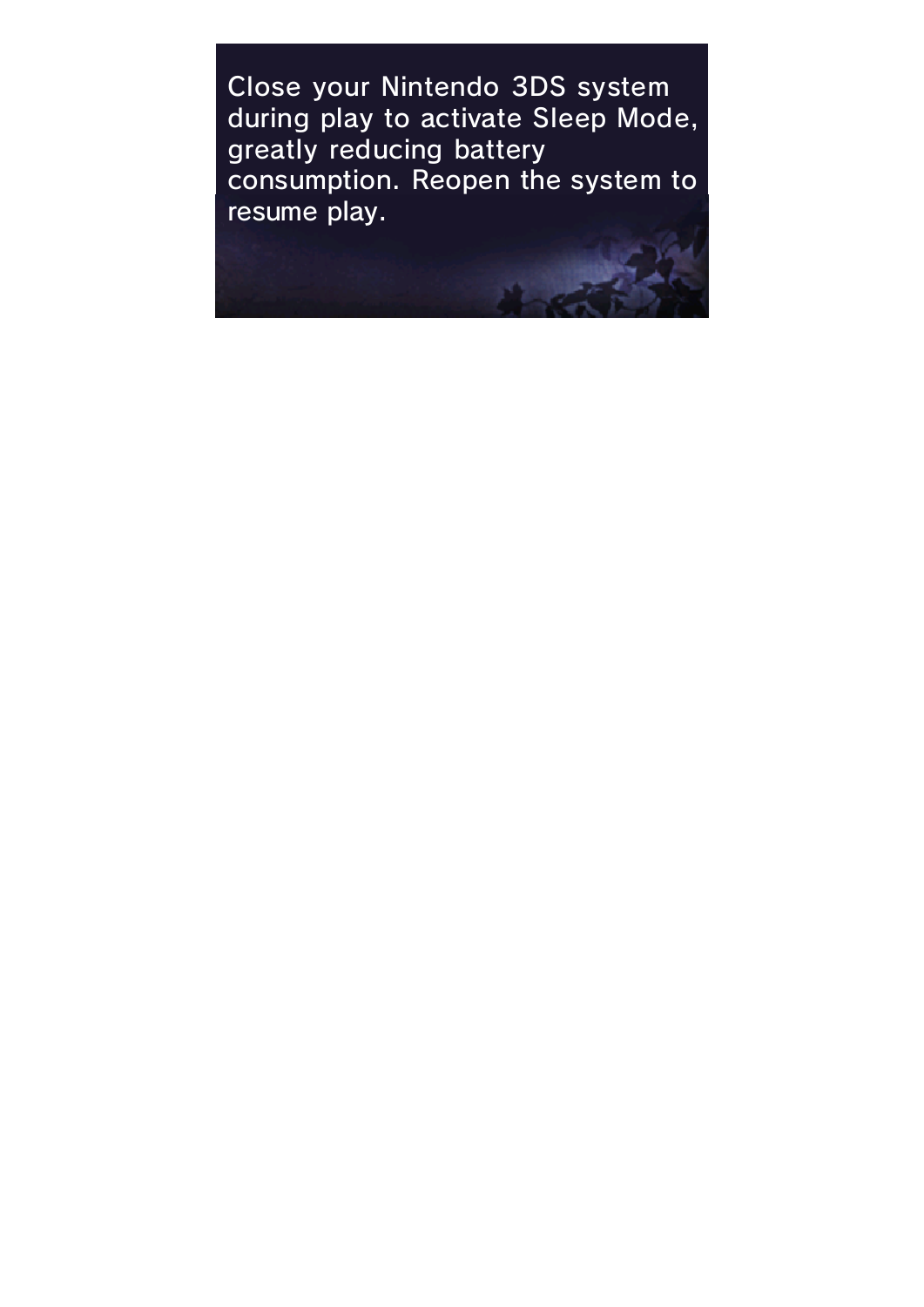Close your Nintendo 3DS system during play to activate Sleep Mode, greatly reducing battery consumption. Reopen the system to resume play.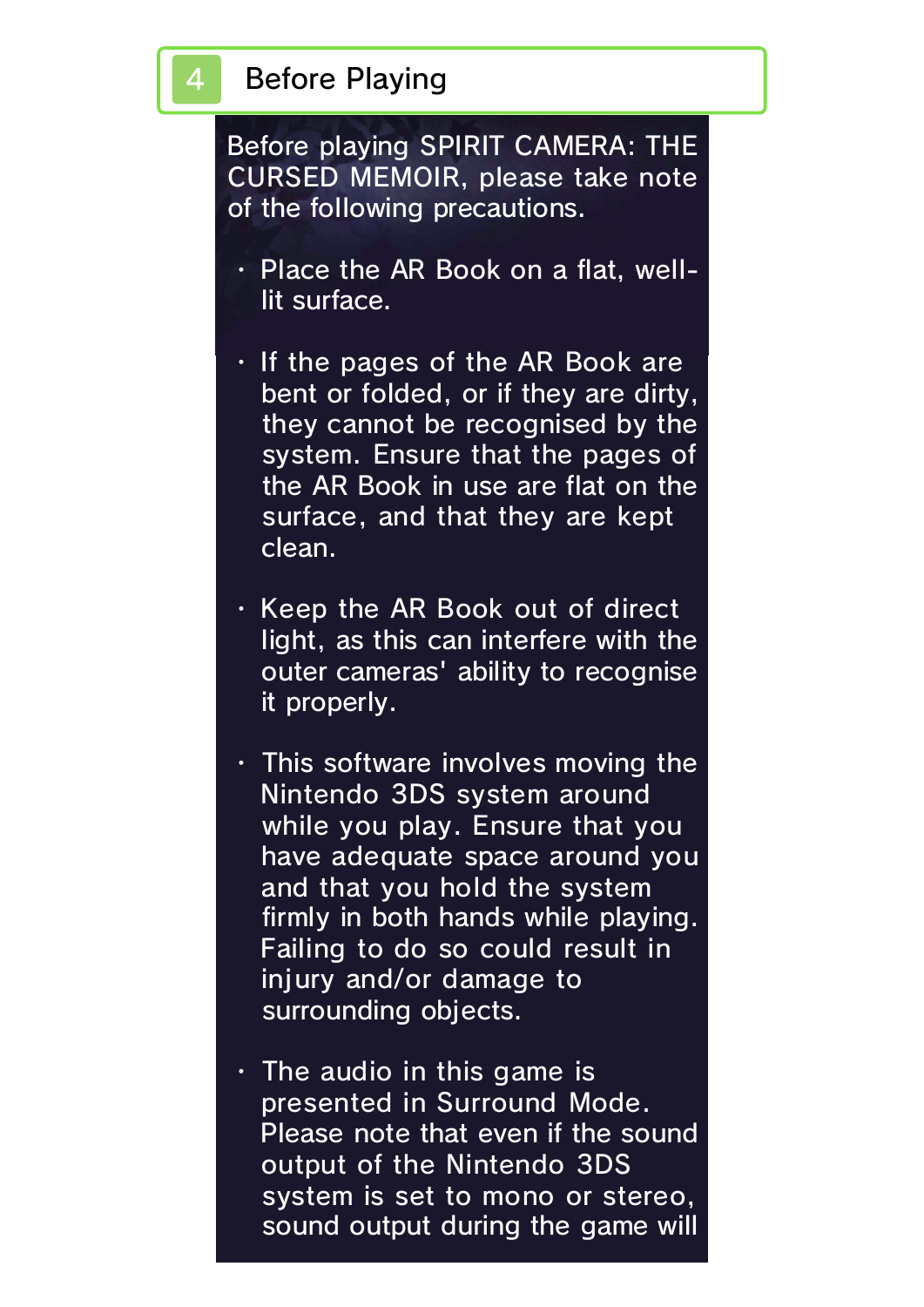## 4 Before Playing

Before playing SPIRIT CAMERA: THE CURSED MEMOIR, please take note of the following precautions.

- Place the AR Book on a flat, well-lit surface.
- If the pages of the AR Book are bent or folded, or if they are dirty, they cannot be recognised by the system. Ensure that the pages of the AR Book in use are flat on the surface, and that they are kept clean.
- Keep the AR Book out of direct light, as this can interfere with the outer cameras' ability to recognise it properly.
- This software involves moving the Nintendo 3DS system around while you play. Ensure that you have adequate space around you and that you hold the system firmly in both hands while playing. Failing to do so could result in injury and/or damage to surrounding objects.
- The audio in this game is presented in Surround Mode. Please note that even if the sound output of the Nintendo 3DS system is set to mono or stereo, sound output during the game will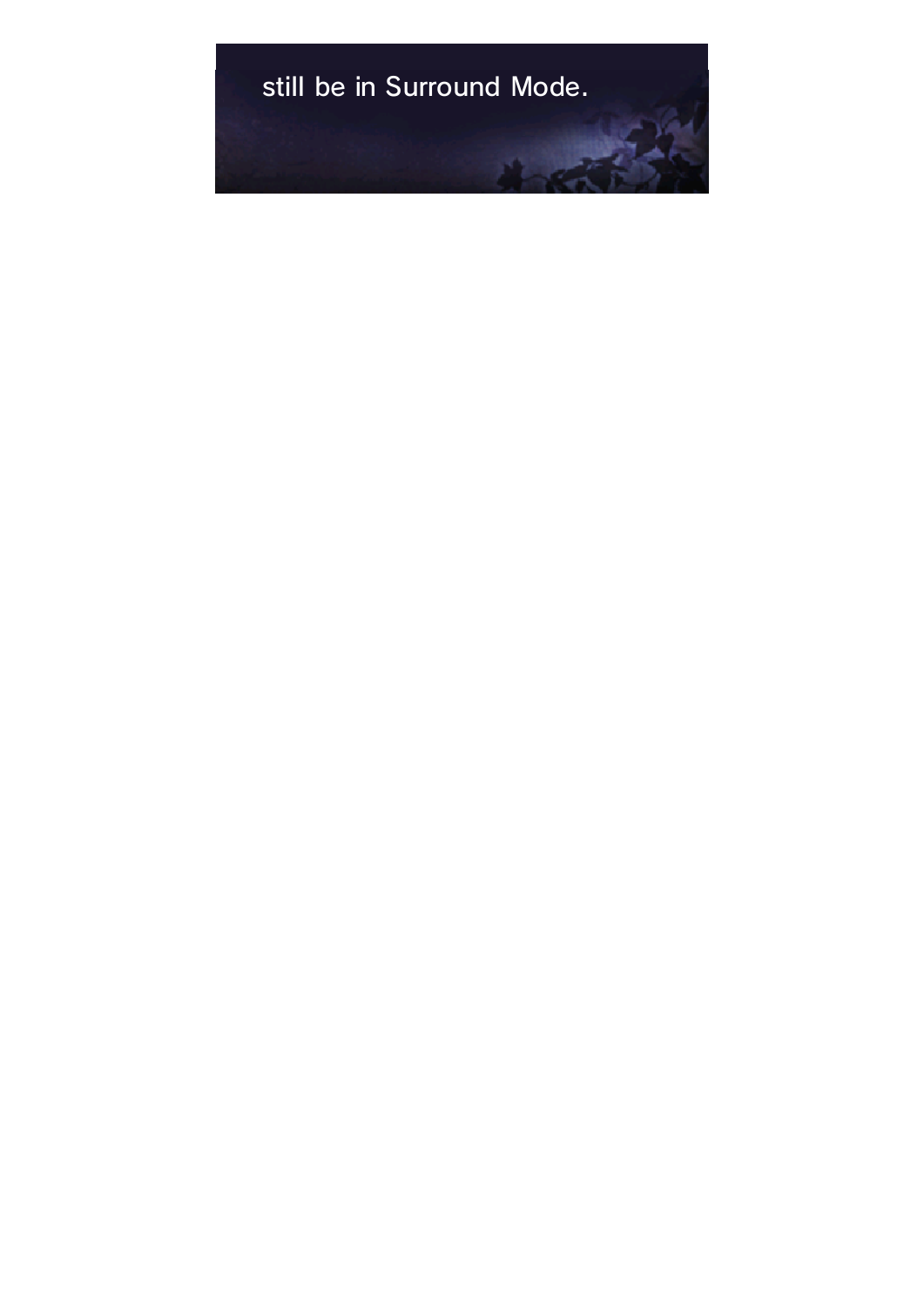still be in Surround Mode.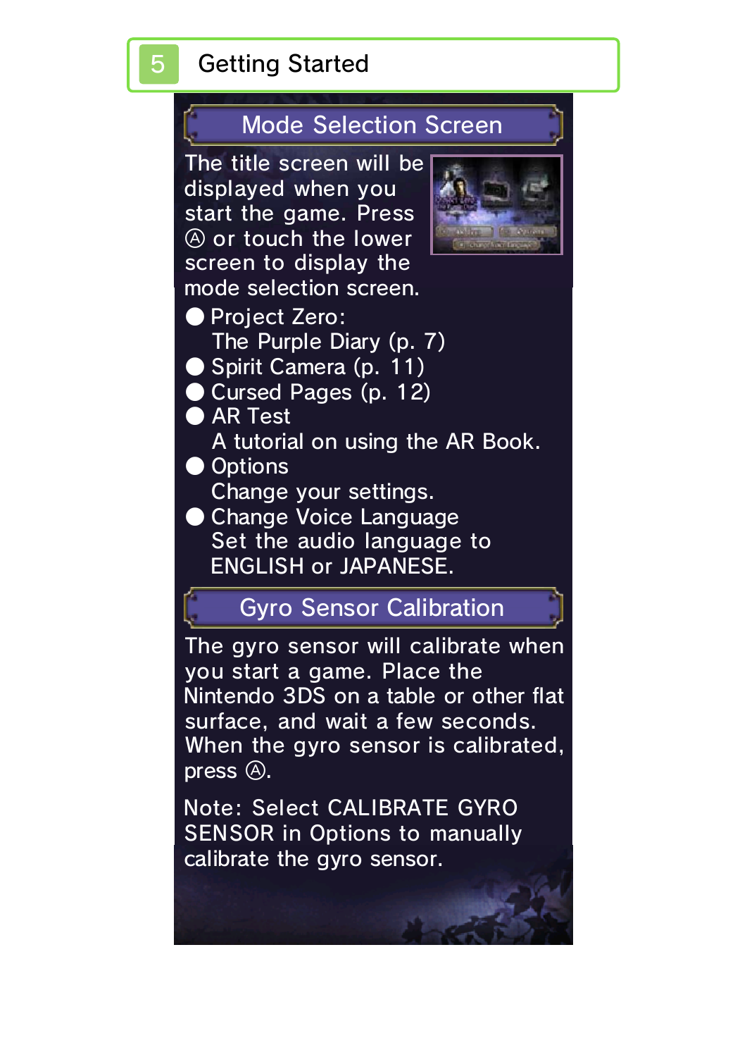# 5 Getting Started

## Mode Selection Screen

The title screen will be displayed when you start the game. Press Ⓐ or touch the lower screen to display the mode selection screen.

- Project Zero: The Purple Diary (p. 7)
- Spirit Camera (p. 11)
- Cursed Pages (p. 12)
- AR Test
  A tutorial on using the AR Book.
- Options
  Change your settings.
- Change Voice Language
  Set the audio language to ENGLISH or JAPANESE.

## Gyro Sensor Calibration

The gyro sensor will calibrate when you start a game. Place the Nintendo 3DS on a table or other flat surface, and wait a few seconds. When the gyro sensor is calibrated, press Ⓐ.

Note: Select CALIBRATE GYRO SENSOR in Options to manually calibrate the gyro sensor.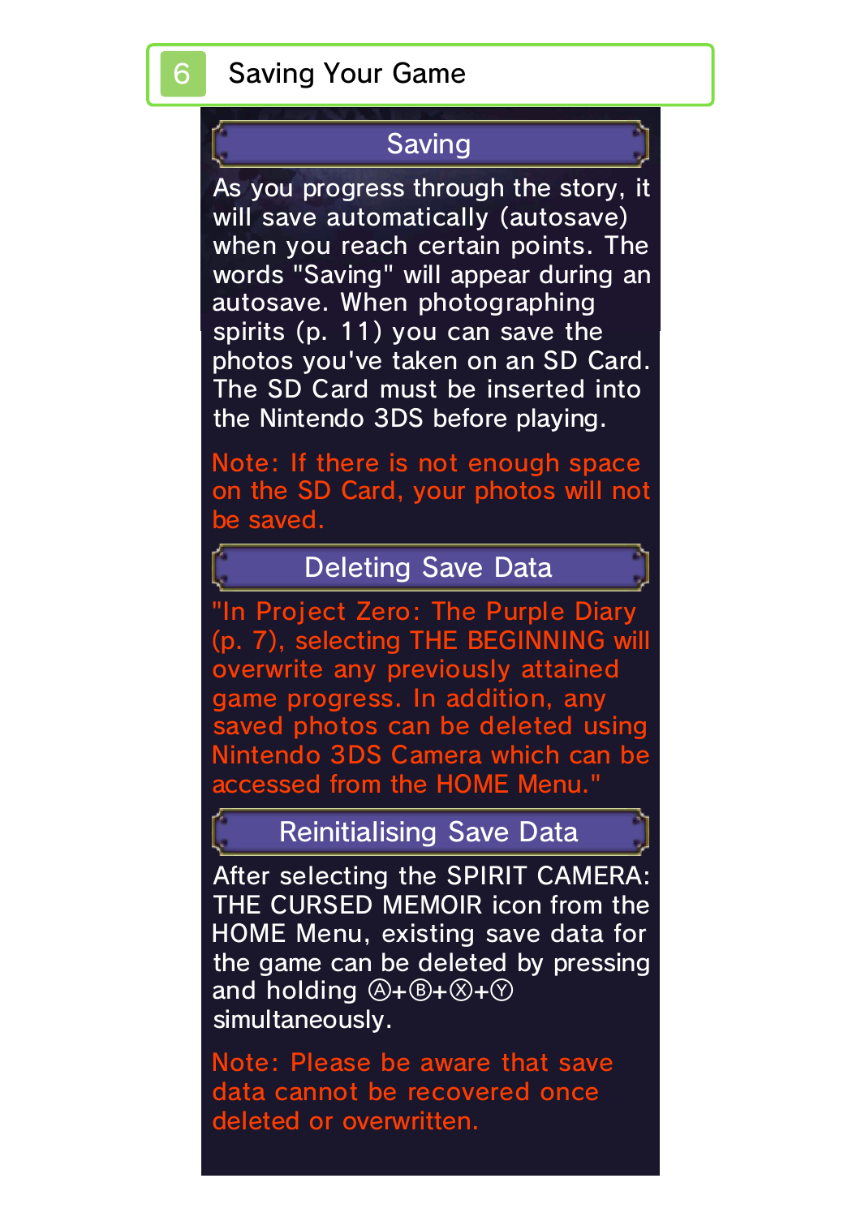# 6 Saving Your Game

## Saving

As you progress through the story, it will save automatically (autosave) when you reach certain points. The words "Saving" will appear during an autosave. When photographing spirits (p. 11) you can save the photos you've taken on an SD Card. The SD Card must be inserted into the Nintendo 3DS before playing.

Note: If there is not enough space on the SD Card, your photos will not be saved.

## Deleting Save Data

"In Project Zero: The Purple Diary (p. 7), selecting THE BEGINNING will overwrite any previously attained game progress. In addition, any saved photos can be deleted using Nintendo 3DS Camera which can be accessed from the HOME Menu."

## Reinitialising Save Data

After selecting the SPIRIT CAMERA: THE CURSED MEMOIR icon from the HOME Menu, existing save data for the game can be deleted by pressing and holding Ⓐ+Ⓑ+Ⓧ+Ⓨ simultaneously.

Note: Please be aware that save data cannot be recovered once deleted or overwritten.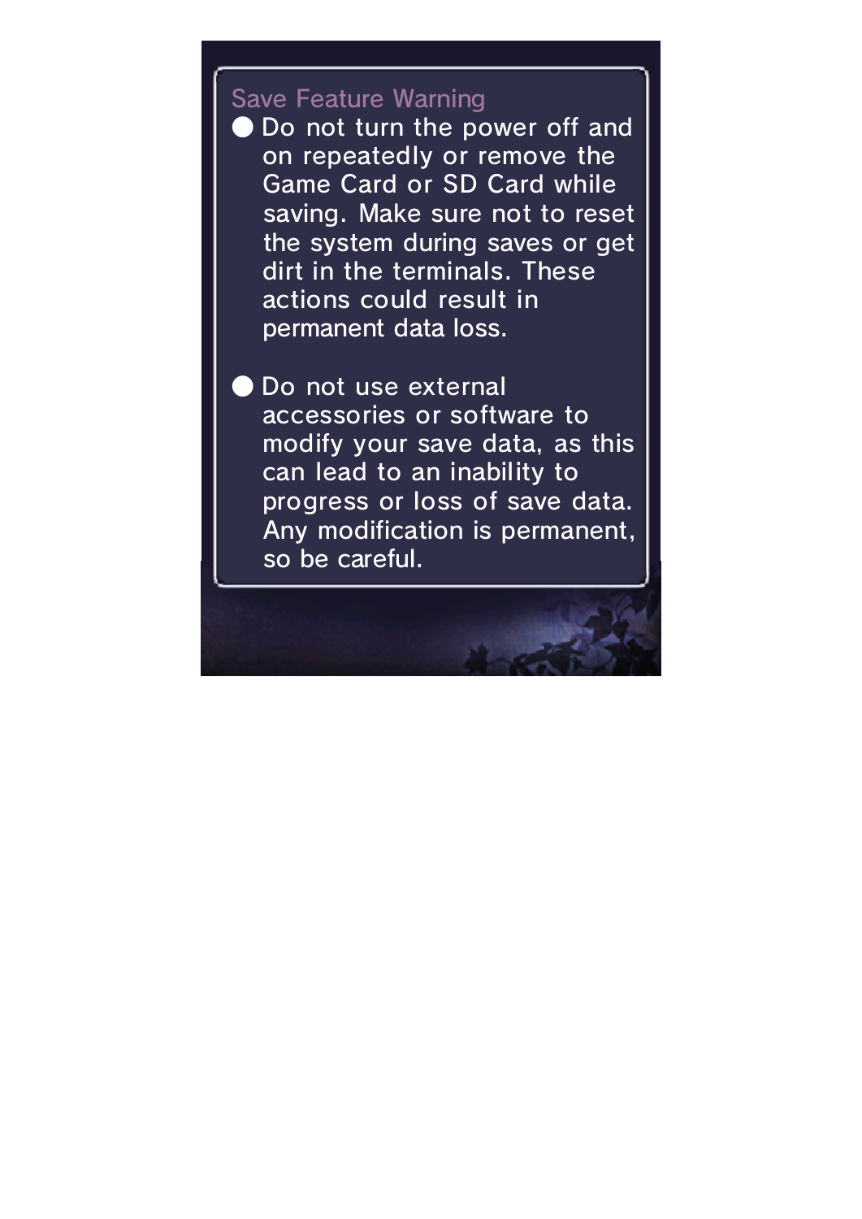## Save Feature Warning

- Do not turn the power off and on repeatedly or remove the Game Card or SD Card while saving. Make sure not to reset the system during saves or get dirt in the terminals. These actions could result in permanent data loss.

- Do not use external accessories or software to modify your save data, as this can lead to an inability to progress or loss of save data. Any modification is permanent, so be careful.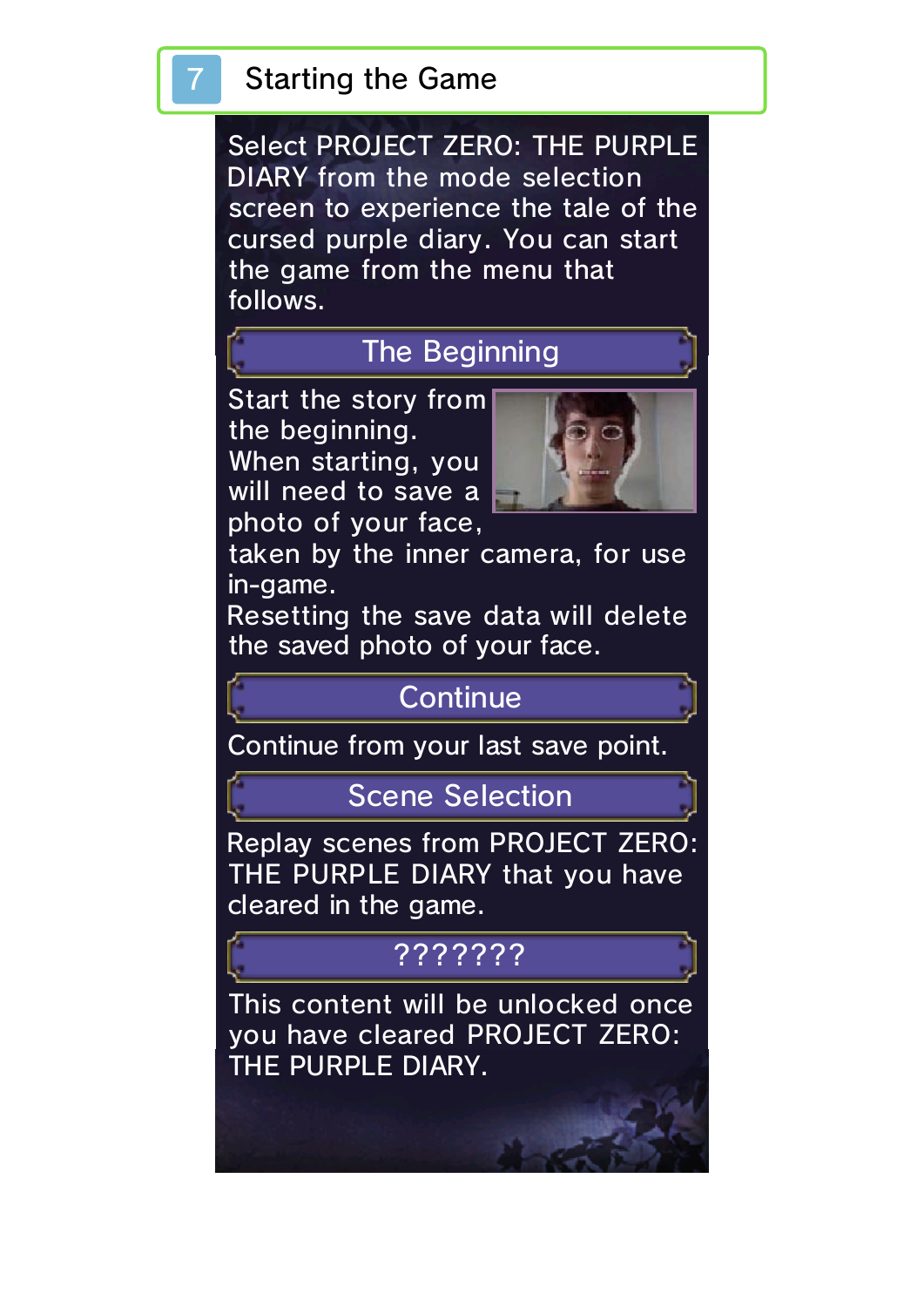# 7 Starting the Game

Select PROJECT ZERO: THE PURPLE DIARY from the mode selection screen to experience the tale of the cursed purple diary. You can start the game from the menu that follows.

## The Beginning

Start the story from the beginning.
When starting, you will need to save a photo of your face, taken by the inner camera, for use in-game.
Resetting the save data will delete the saved photo of your face.

## Continue

Continue from your last save point.

## Scene Selection

Replay scenes from PROJECT ZERO: THE PURPLE DIARY that you have cleared in the game.

## ???????

This content will be unlocked once you have cleared PROJECT ZERO: THE PURPLE DIARY.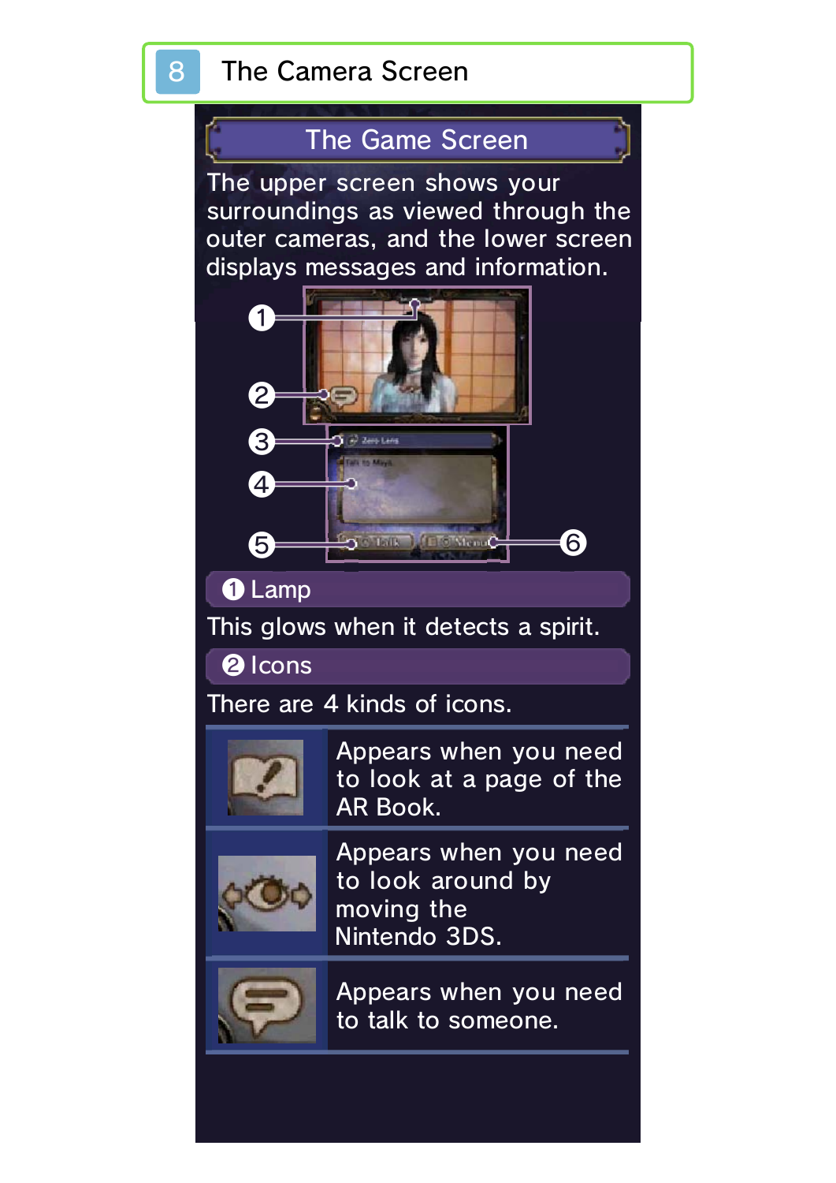# 8 The Camera Screen

## The Game Screen

The upper screen shows your surroundings as viewed through the outer cameras, and the lower screen displays messages and information.

### ❶ Lamp

This glows when it detects a spirit.

### ❷ Icons

There are 4 kinds of icons.

| Icon | Description |
|---|---|
| | Appears when you need to look at a page of the AR Book. |
| | Appears when you need to look around by moving the Nintendo 3DS. |
| | Appears when you need to talk to someone. |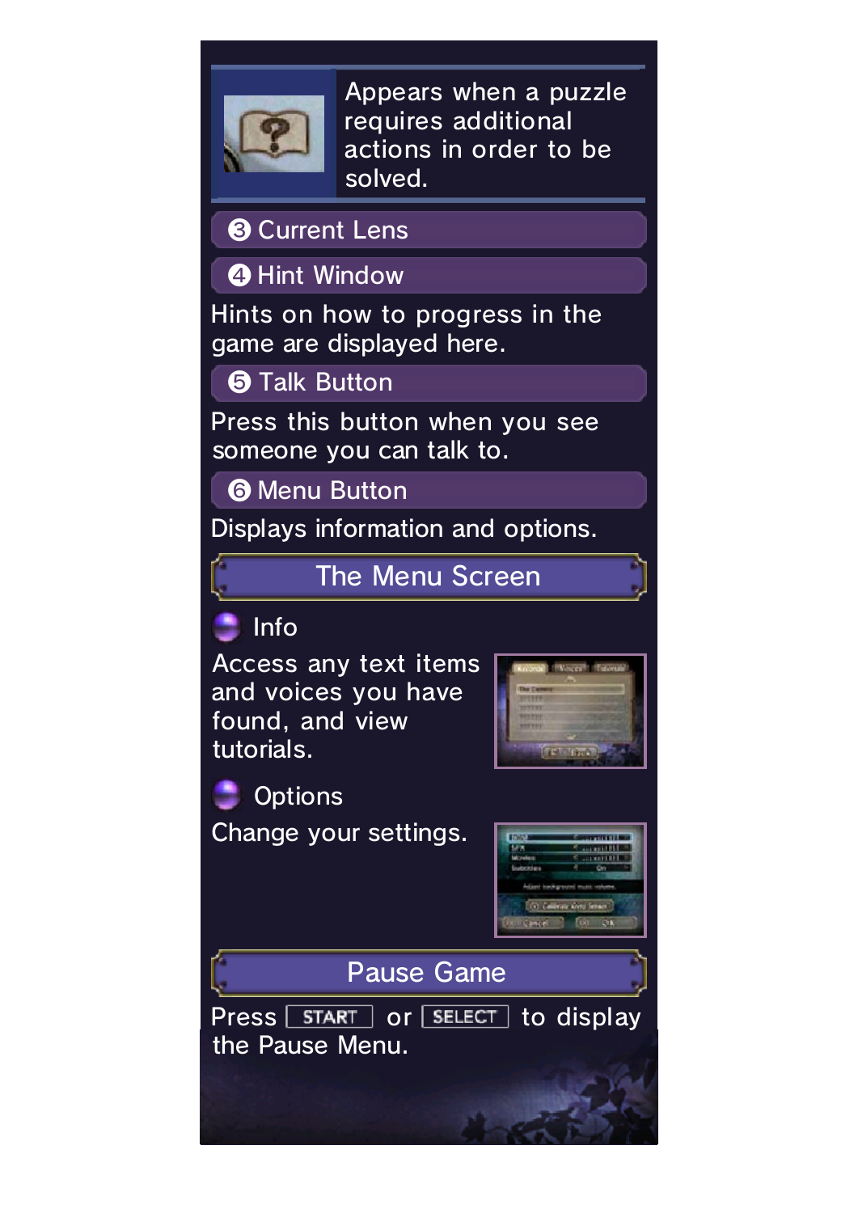Appears when a puzzle requires additional actions in order to be solved.

### ❸ Current Lens

### ❹ Hint Window

Hints on how to progress in the game are displayed here.

### ❺ Talk Button

Press this button when you see someone you can talk to.

### ❻ Menu Button

Displays information and options.

## The Menu Screen

**Info**

Access any text items and voices you have found, and view tutorials.

**Options**

Change your settings.

## Pause Game

Press START or SELECT to display the Pause Menu.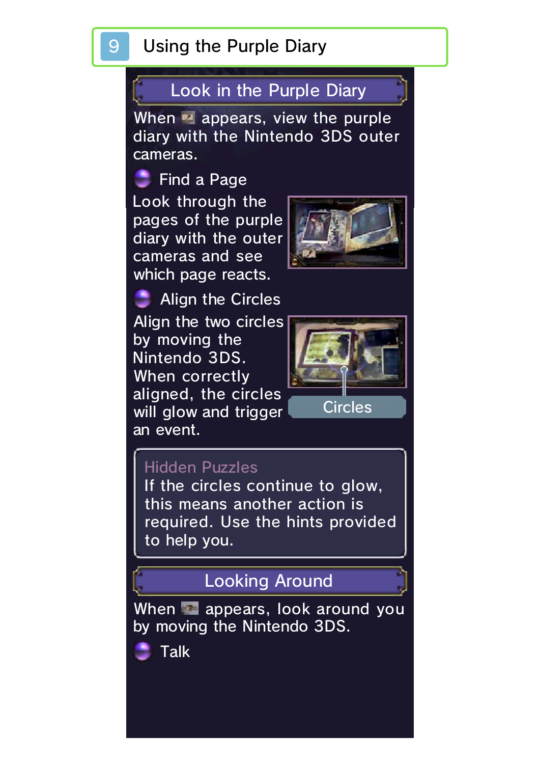# 9 Using the Purple Diary

## Look in the Purple Diary

When appears, view the purple diary with the Nintendo 3DS outer cameras.

### Find a Page

Look through the pages of the purple diary with the outer cameras and see which page reacts.

### Align the Circles

Align the two circles by moving the Nintendo 3DS. When correctly aligned, the circles will glow and trigger an event.

Circles

> **Hidden Puzzles**
> If the circles continue to glow, this means another action is required. Use the hints provided to help you.

## Looking Around

When appears, look around you by moving the Nintendo 3DS.

### Talk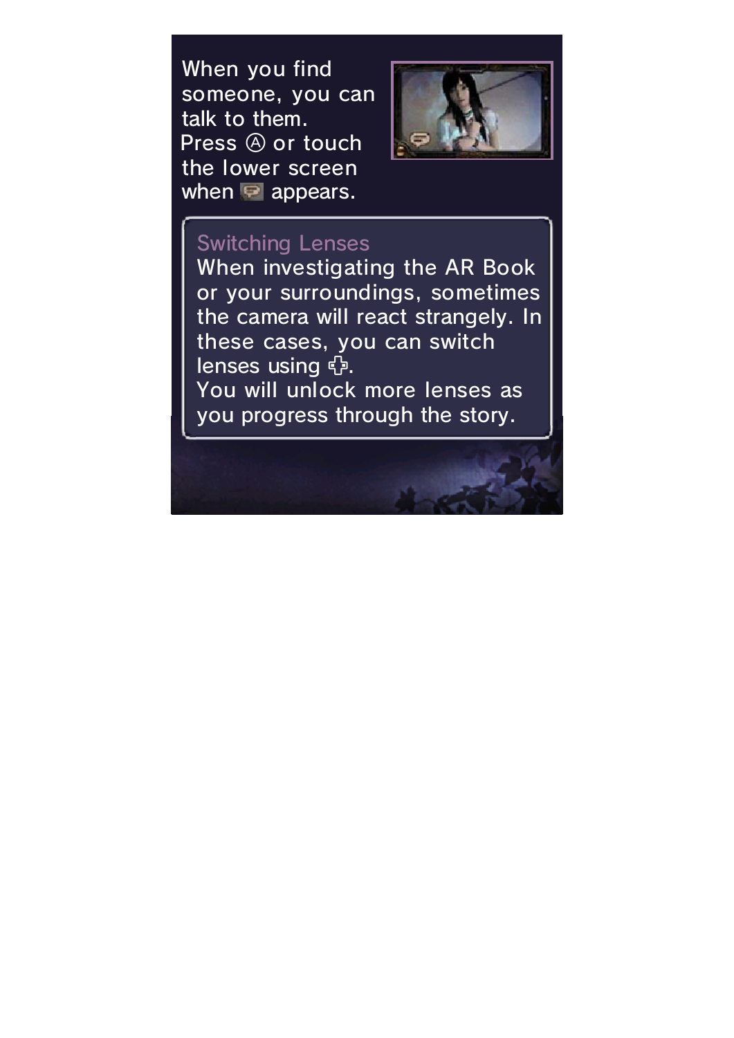When you find someone, you can talk to them.
Press Ⓐ or touch the lower screen when  appears.

### Switching Lenses

When investigating the AR Book or your surroundings, sometimes the camera will react strangely. In these cases, you can switch lenses using ✚.
You will unlock more lenses as you progress through the story.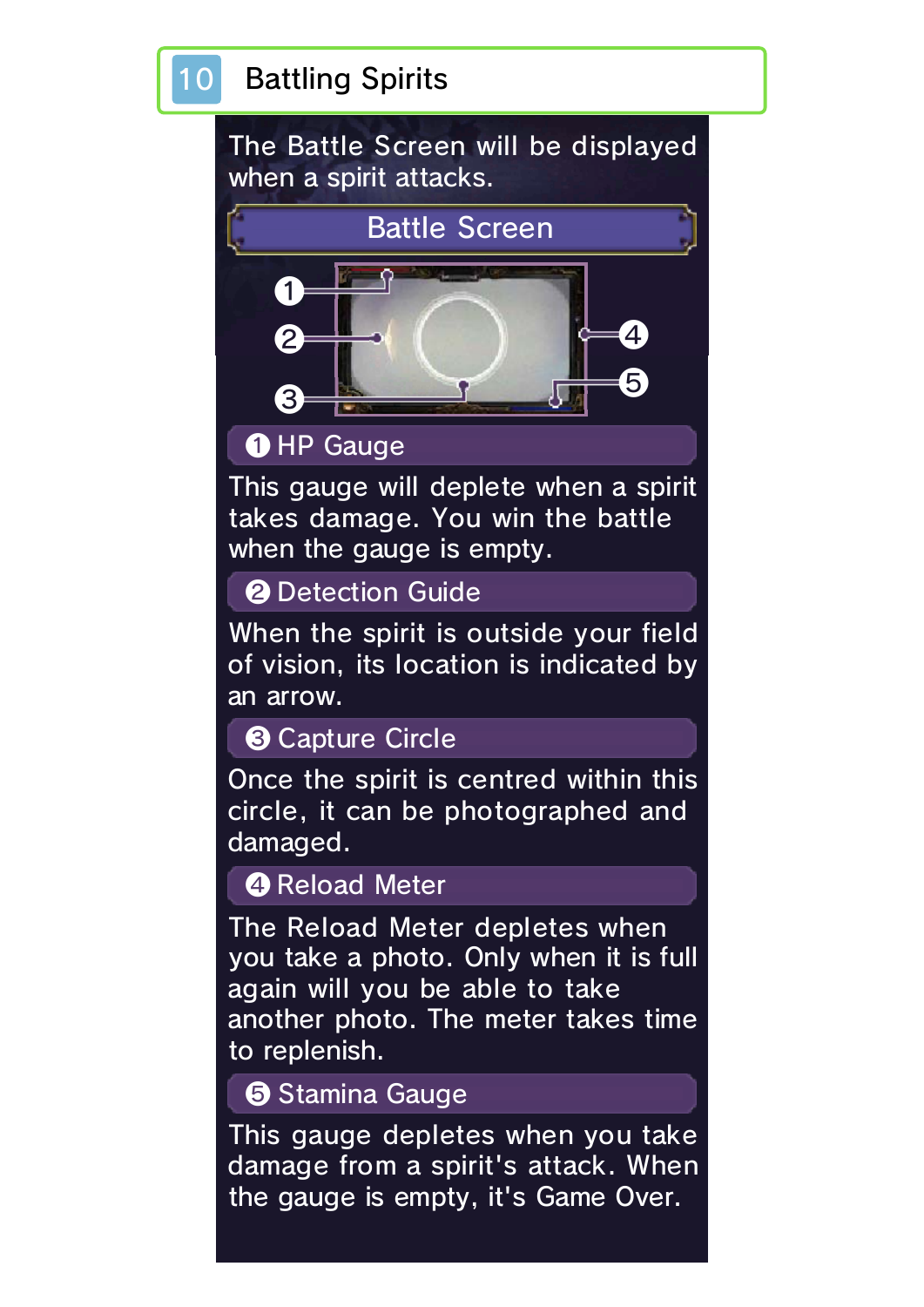# 10 Battling Spirits

The Battle Screen will be displayed when a spirit attacks.

## Battle Screen

### ① HP Gauge

This gauge will deplete when a spirit takes damage. You win the battle when the gauge is empty.

### ② Detection Guide

When the spirit is outside your field of vision, its location is indicated by an arrow.

### ③ Capture Circle

Once the spirit is centred within this circle, it can be photographed and damaged.

### ④ Reload Meter

The Reload Meter depletes when you take a photo. Only when it is full again will you be able to take another photo. The meter takes time to replenish.

### ⑤ Stamina Gauge

This gauge depletes when you take damage from a spirit's attack. When the gauge is empty, it's Game Over.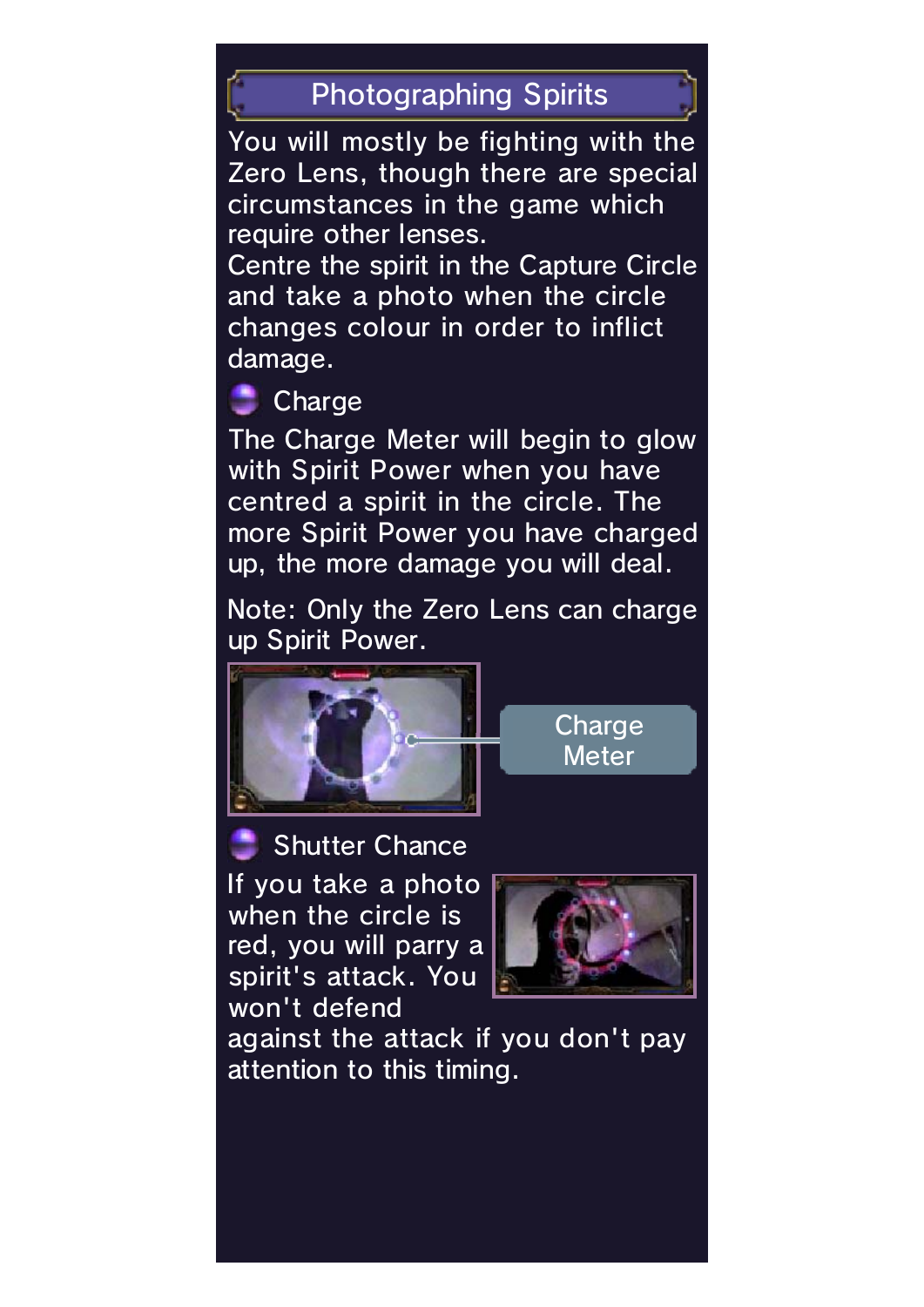## Photographing Spirits

You will mostly be fighting with the Zero Lens, though there are special circumstances in the game which require other lenses.
Centre the spirit in the Capture Circle and take a photo when the circle changes colour in order to inflict damage.

### Charge

The Charge Meter will begin to glow with Spirit Power when you have centred a spirit in the circle. The more Spirit Power you have charged up, the more damage you will deal.

Note: Only the Zero Lens can charge up Spirit Power.

Charge Meter

### Shutter Chance

If you take a photo when the circle is red, you will parry a spirit's attack. You won't defend against the attack if you don't pay attention to this timing.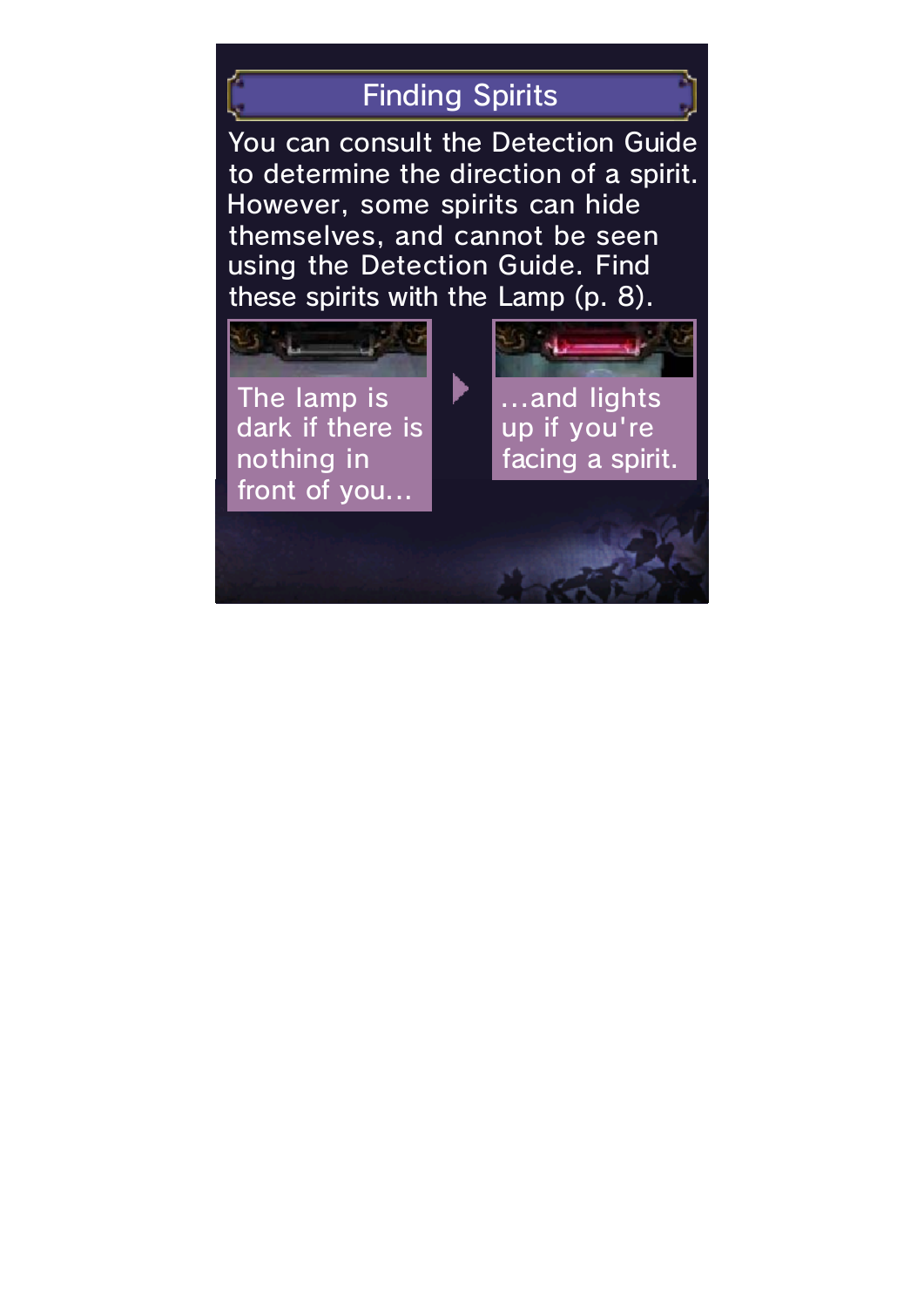# Finding Spirits

You can consult the Detection Guide to determine the direction of a spirit. However, some spirits can hide themselves, and cannot be seen using the Detection Guide. Find these spirits with the Lamp (p. 8).

The lamp is dark if there is nothing in front of you...

...and lights up if you're facing a spirit.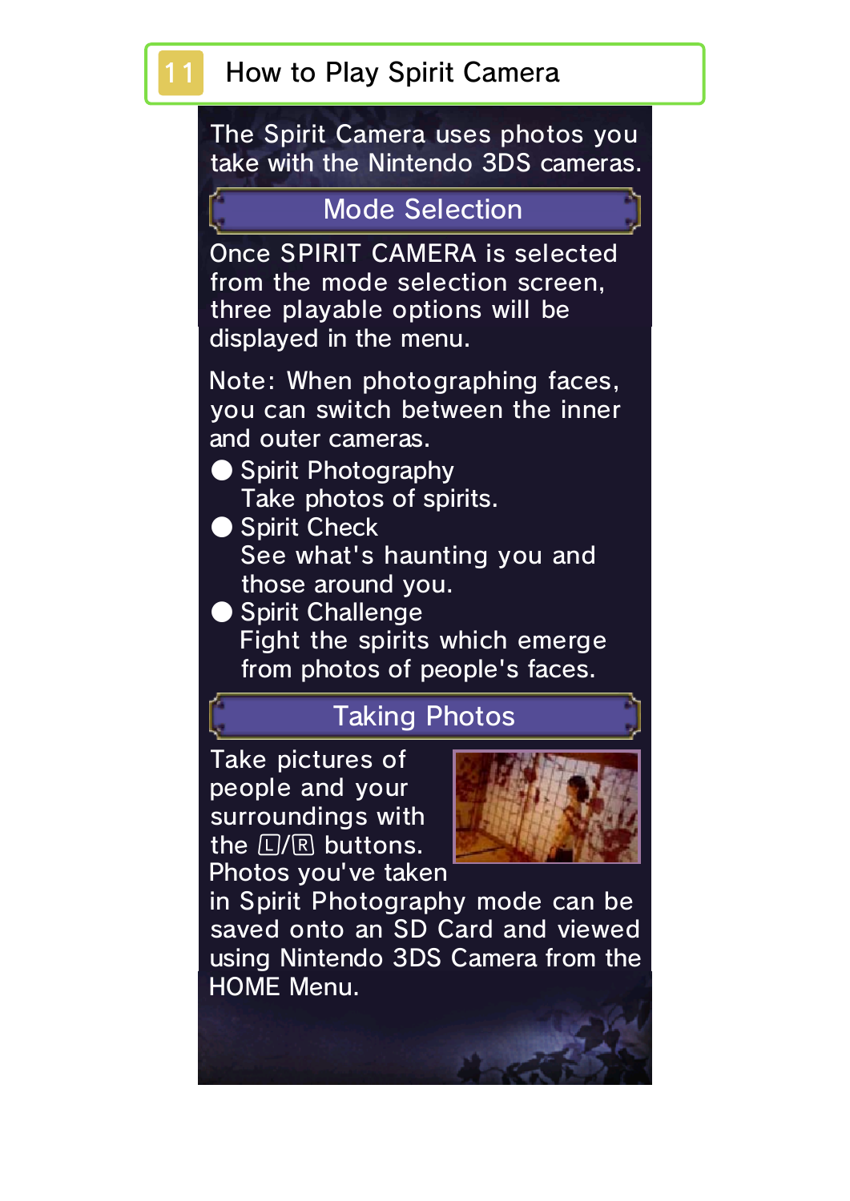# 11 How to Play Spirit Camera

The Spirit Camera uses photos you take with the Nintendo 3DS cameras.

## Mode Selection

Once SPIRIT CAMERA is selected from the mode selection screen, three playable options will be displayed in the menu.

Note: When photographing faces, you can switch between the inner and outer cameras.

- Spirit Photography
  Take photos of spirits.
- Spirit Check
  See what's haunting you and those around you.
- Spirit Challenge
  Fight the spirits which emerge from photos of people's faces.

## Taking Photos

Take pictures of people and your surroundings with the Ⓛ/Ⓡ buttons. Photos you've taken in Spirit Photography mode can be saved onto an SD Card and viewed using Nintendo 3DS Camera from the HOME Menu.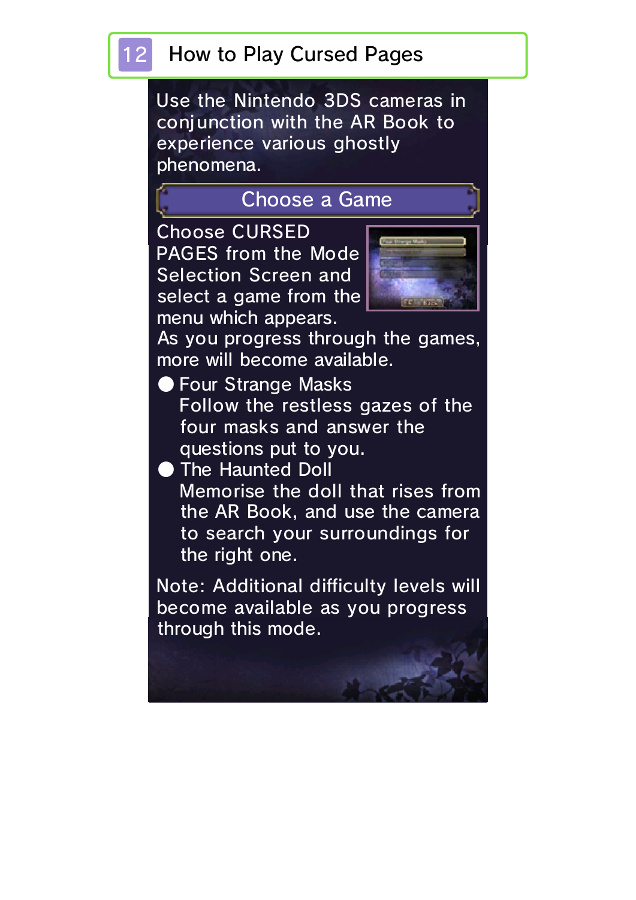# 12 How to Play Cursed Pages

Use the Nintendo 3DS cameras in conjunction with the AR Book to experience various ghostly phenomena.

## Choose a Game

Choose CURSED PAGES from the Mode Selection Screen and select a game from the menu which appears.
As you progress through the games, more will become available.

- **Four Strange Masks**
  Follow the restless gazes of the four masks and answer the questions put to you.
- **The Haunted Doll**
  Memorise the doll that rises from the AR Book, and use the camera to search your surroundings for the right one.

Note: Additional difficulty levels will become available as you progress through this mode.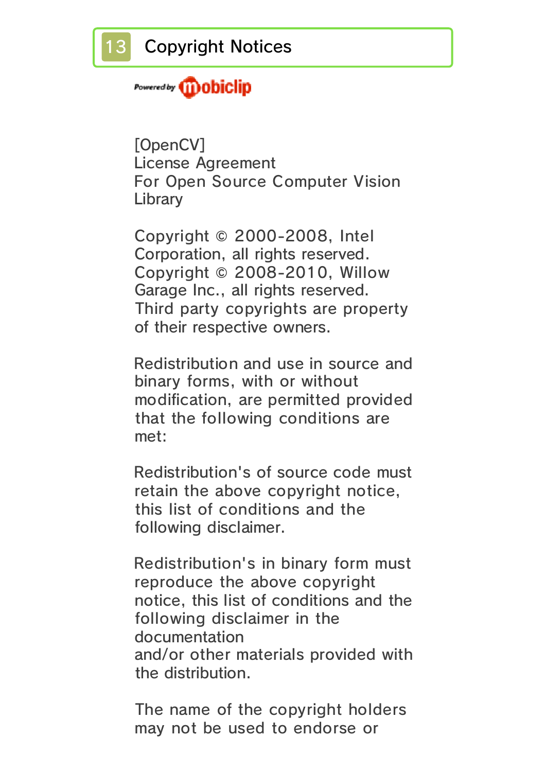# 13 Copyright Notices

Powered by mobiclip

[OpenCV]
License Agreement
For Open Source Computer Vision Library

Copyright © 2000-2008, Intel Corporation, all rights reserved.
Copyright © 2008-2010, Willow Garage Inc., all rights reserved.
Third party copyrights are property of their respective owners.

Redistribution and use in source and binary forms, with or without modification, are permitted provided that the following conditions are met:

Redistribution's of source code must retain the above copyright notice, this list of conditions and the following disclaimer.

Redistribution's in binary form must reproduce the above copyright notice, this list of conditions and the following disclaimer in the documentation
and/or other materials provided with the distribution.

The name of the copyright holders may not be used to endorse or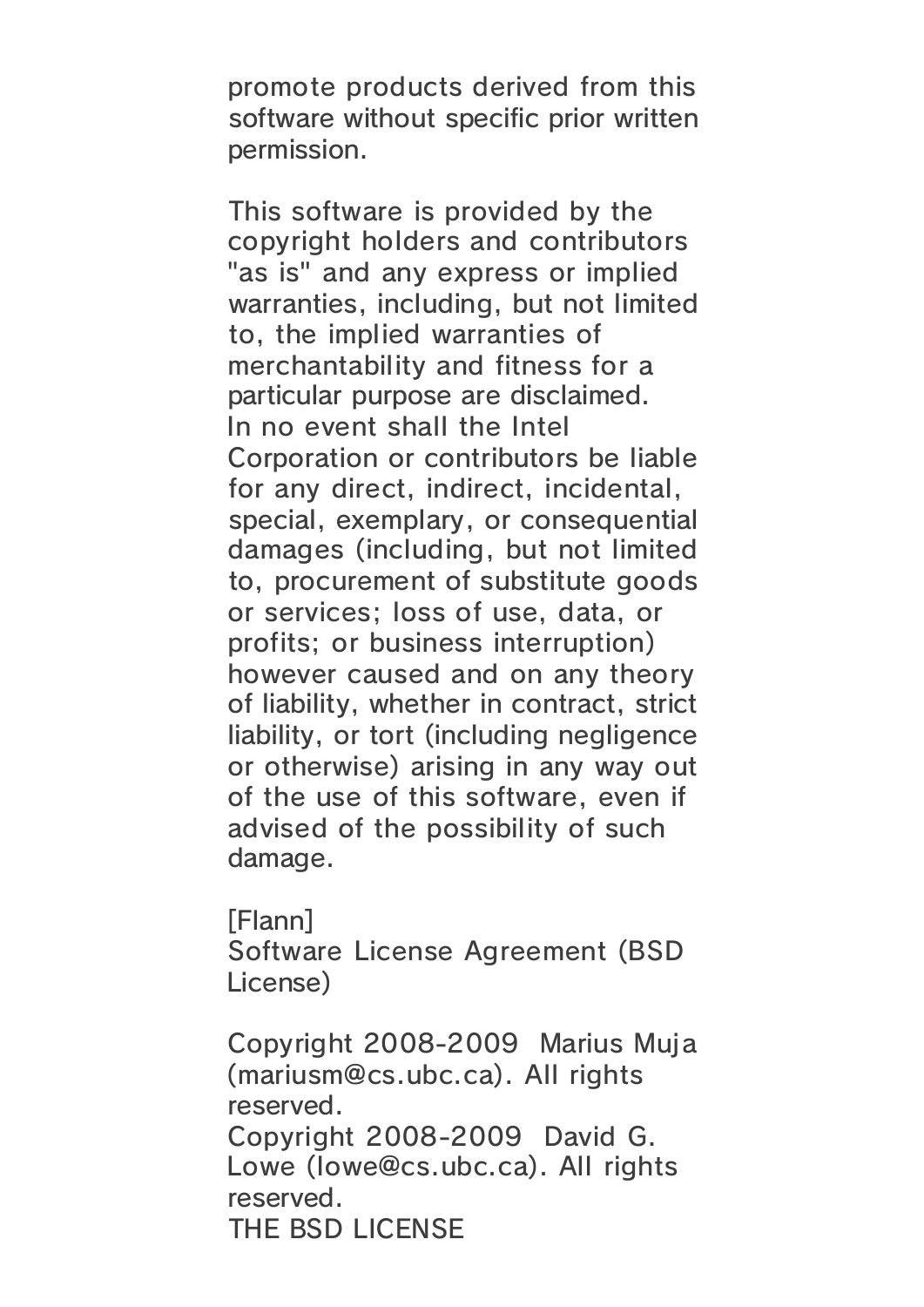promote products derived from this software without specific prior written permission.

This software is provided by the copyright holders and contributors "as is" and any express or implied warranties, including, but not limited to, the implied warranties of merchantability and fitness for a particular purpose are disclaimed. In no event shall the Intel Corporation or contributors be liable for any direct, indirect, incidental, special, exemplary, or consequential damages (including, but not limited to, procurement of substitute goods or services; loss of use, data, or profits; or business interruption) however caused and on any theory of liability, whether in contract, strict liability, or tort (including negligence or otherwise) arising in any way out of the use of this software, even if advised of the possibility of such damage.

[Flann]
Software License Agreement (BSD License)

Copyright 2008-2009 Marius Muja (mariusm@cs.ubc.ca). All rights reserved.
Copyright 2008-2009 David G. Lowe (lowe@cs.ubc.ca). All rights reserved.
THE BSD LICENSE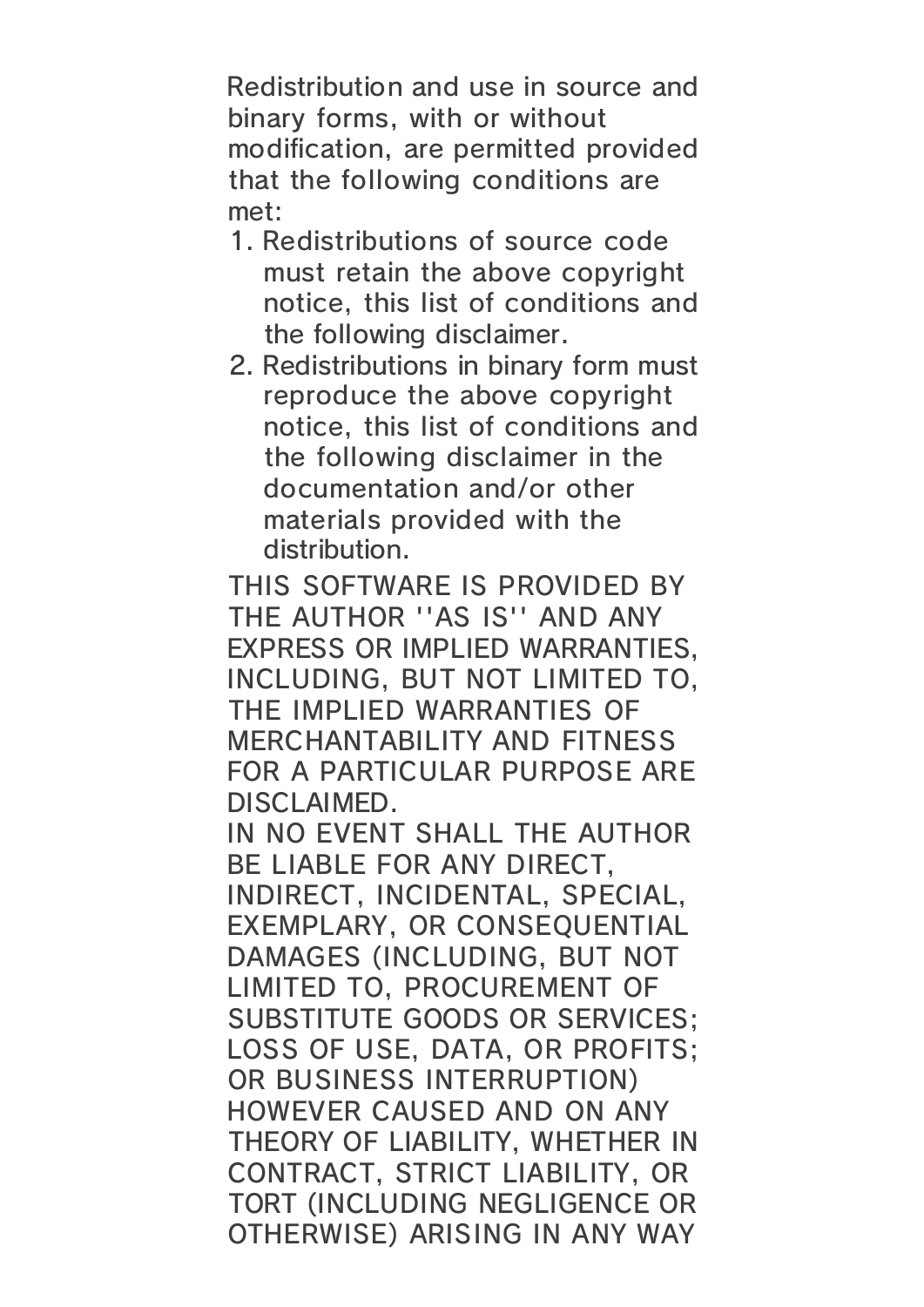Redistribution and use in source and binary forms, with or without modification, are permitted provided that the following conditions are met:

1. Redistributions of source code must retain the above copyright notice, this list of conditions and the following disclaimer.
2. Redistributions in binary form must reproduce the above copyright notice, this list of conditions and the following disclaimer in the documentation and/or other materials provided with the distribution.

THIS SOFTWARE IS PROVIDED BY THE AUTHOR ''AS IS'' AND ANY EXPRESS OR IMPLIED WARRANTIES, INCLUDING, BUT NOT LIMITED TO, THE IMPLIED WARRANTIES OF MERCHANTABILITY AND FITNESS FOR A PARTICULAR PURPOSE ARE DISCLAIMED.
IN NO EVENT SHALL THE AUTHOR BE LIABLE FOR ANY DIRECT, INDIRECT, INCIDENTAL, SPECIAL, EXEMPLARY, OR CONSEQUENTIAL DAMAGES (INCLUDING, BUT NOT LIMITED TO, PROCUREMENT OF SUBSTITUTE GOODS OR SERVICES; LOSS OF USE, DATA, OR PROFITS; OR BUSINESS INTERRUPTION) HOWEVER CAUSED AND ON ANY THEORY OF LIABILITY, WHETHER IN CONTRACT, STRICT LIABILITY, OR TORT (INCLUDING NEGLIGENCE OR OTHERWISE) ARISING IN ANY WAY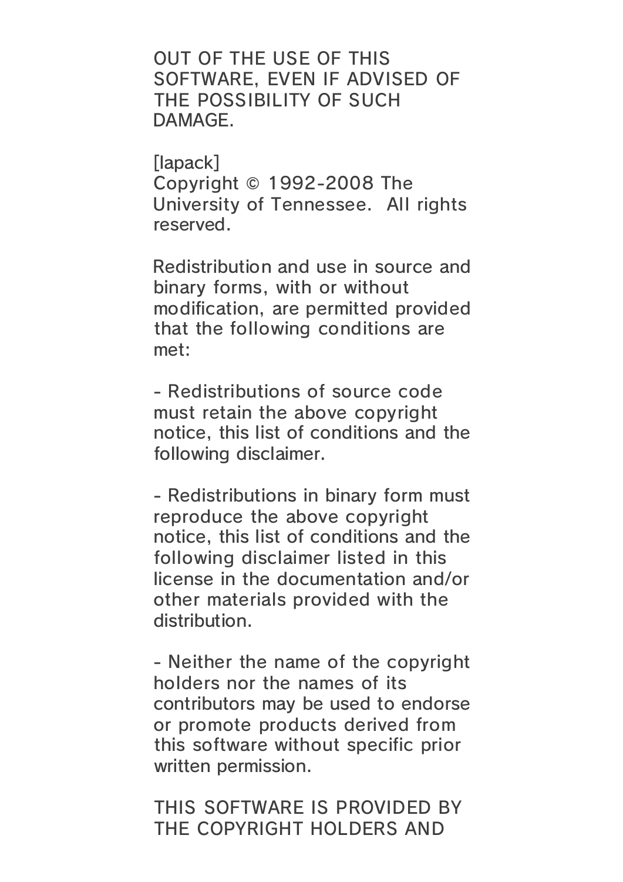OUT OF THE USE OF THIS SOFTWARE, EVEN IF ADVISED OF THE POSSIBILITY OF SUCH DAMAGE.

[lapack]
Copyright © 1992-2008 The University of Tennessee. All rights reserved.

Redistribution and use in source and binary forms, with or without modification, are permitted provided that the following conditions are met:

- Redistributions of source code must retain the above copyright notice, this list of conditions and the following disclaimer.

- Redistributions in binary form must reproduce the above copyright notice, this list of conditions and the following disclaimer listed in this license in the documentation and/or other materials provided with the distribution.

- Neither the name of the copyright holders nor the names of its contributors may be used to endorse or promote products derived from this software without specific prior written permission.

THIS SOFTWARE IS PROVIDED BY THE COPYRIGHT HOLDERS AND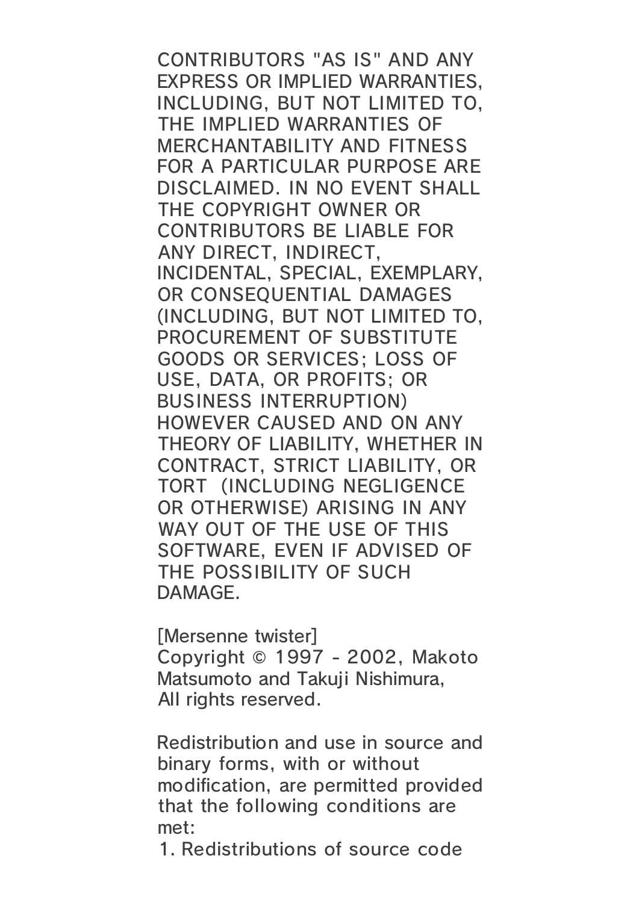CONTRIBUTORS "AS IS" AND ANY EXPRESS OR IMPLIED WARRANTIES, INCLUDING, BUT NOT LIMITED TO, THE IMPLIED WARRANTIES OF MERCHANTABILITY AND FITNESS FOR A PARTICULAR PURPOSE ARE DISCLAIMED. IN NO EVENT SHALL THE COPYRIGHT OWNER OR CONTRIBUTORS BE LIABLE FOR ANY DIRECT, INDIRECT, INCIDENTAL, SPECIAL, EXEMPLARY, OR CONSEQUENTIAL DAMAGES (INCLUDING, BUT NOT LIMITED TO, PROCUREMENT OF SUBSTITUTE GOODS OR SERVICES; LOSS OF USE, DATA, OR PROFITS; OR BUSINESS INTERRUPTION) HOWEVER CAUSED AND ON ANY THEORY OF LIABILITY, WHETHER IN CONTRACT, STRICT LIABILITY, OR TORT (INCLUDING NEGLIGENCE OR OTHERWISE) ARISING IN ANY WAY OUT OF THE USE OF THIS SOFTWARE, EVEN IF ADVISED OF THE POSSIBILITY OF SUCH DAMAGE.

[Mersenne twister]
Copyright © 1997 - 2002, Makoto Matsumoto and Takuji Nishimura,
All rights reserved.

Redistribution and use in source and binary forms, with or without modification, are permitted provided that the following conditions are met:

1. Redistributions of source code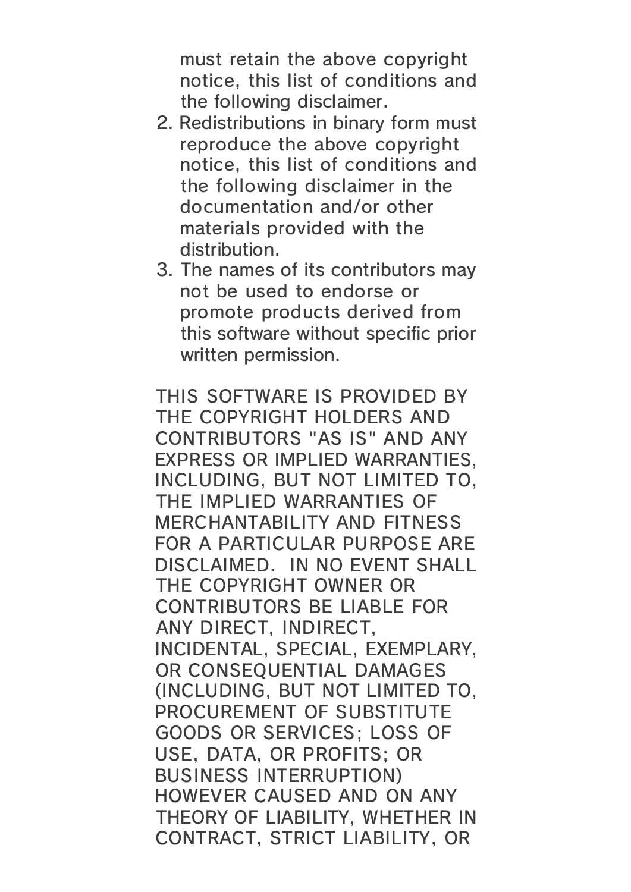must retain the above copyright notice, this list of conditions and the following disclaimer.

2. Redistributions in binary form must reproduce the above copyright notice, this list of conditions and the following disclaimer in the documentation and/or other materials provided with the distribution.
3. The names of its contributors may not be used to endorse or promote products derived from this software without specific prior written permission.

THIS SOFTWARE IS PROVIDED BY THE COPYRIGHT HOLDERS AND CONTRIBUTORS "AS IS" AND ANY EXPRESS OR IMPLIED WARRANTIES, INCLUDING, BUT NOT LIMITED TO, THE IMPLIED WARRANTIES OF MERCHANTABILITY AND FITNESS FOR A PARTICULAR PURPOSE ARE DISCLAIMED. IN NO EVENT SHALL THE COPYRIGHT OWNER OR CONTRIBUTORS BE LIABLE FOR ANY DIRECT, INDIRECT, INCIDENTAL, SPECIAL, EXEMPLARY, OR CONSEQUENTIAL DAMAGES (INCLUDING, BUT NOT LIMITED TO, PROCUREMENT OF SUBSTITUTE GOODS OR SERVICES; LOSS OF USE, DATA, OR PROFITS; OR BUSINESS INTERRUPTION) HOWEVER CAUSED AND ON ANY THEORY OF LIABILITY, WHETHER IN CONTRACT, STRICT LIABILITY, OR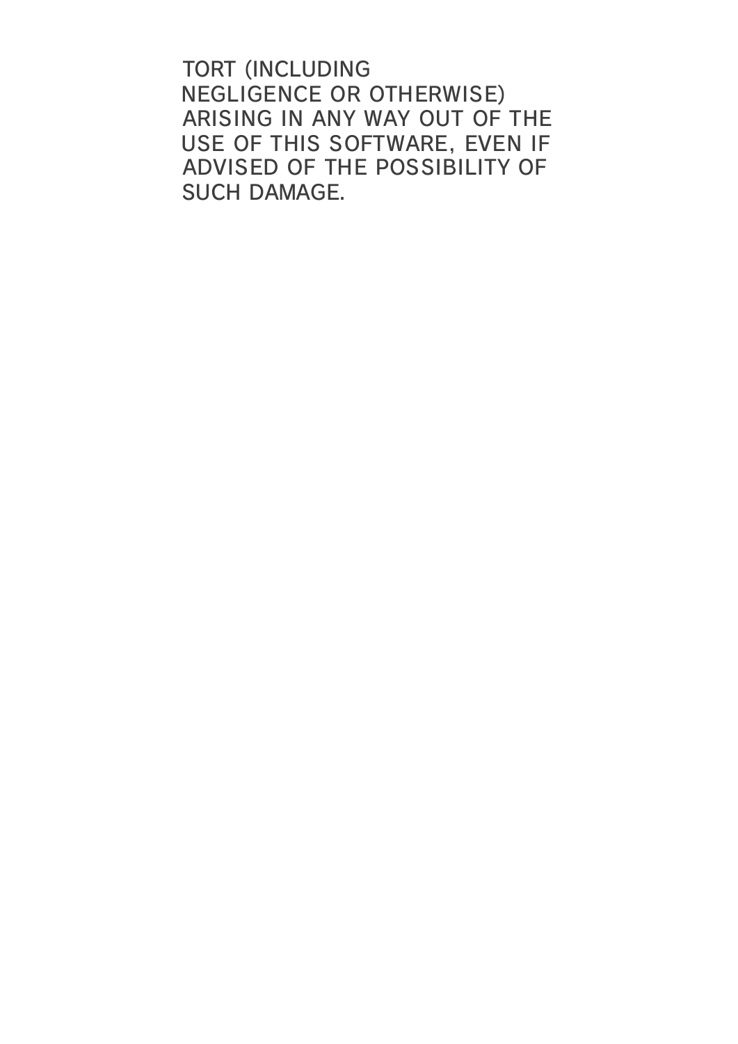TORT (INCLUDING NEGLIGENCE OR OTHERWISE) ARISING IN ANY WAY OUT OF THE USE OF THIS SOFTWARE, EVEN IF ADVISED OF THE POSSIBILITY OF SUCH DAMAGE.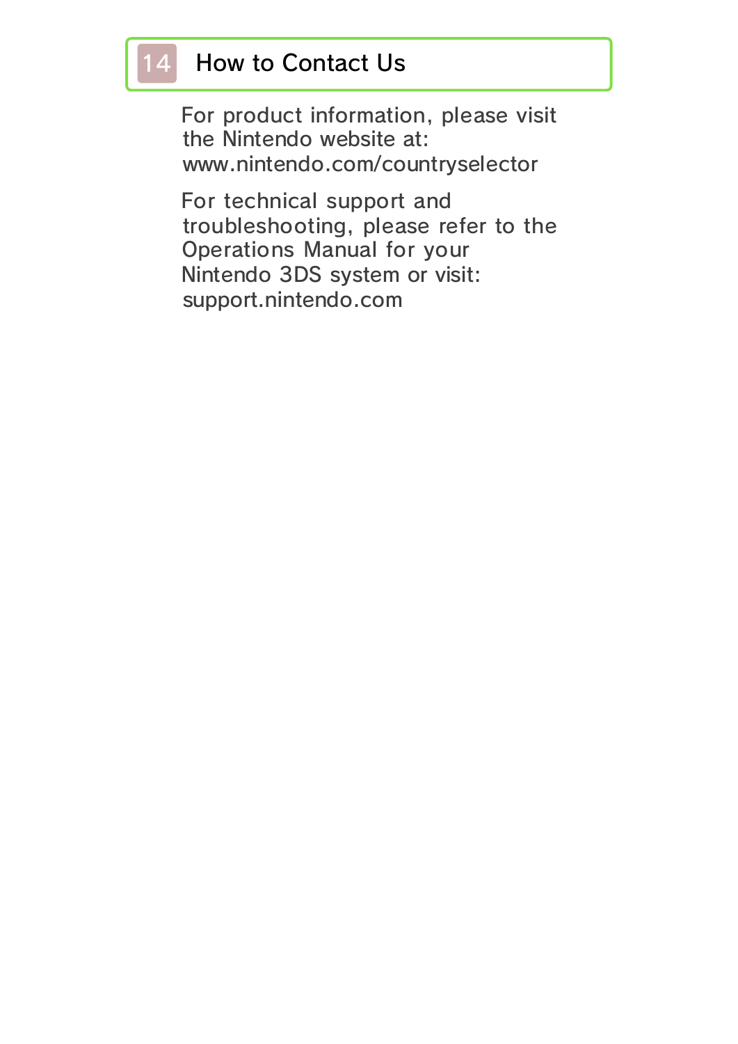## 14 How to Contact Us

For product information, please visit the Nintendo website at:
www.nintendo.com/countryselector

For technical support and troubleshooting, please refer to the Operations Manual for your Nintendo 3DS system or visit:
support.nintendo.com